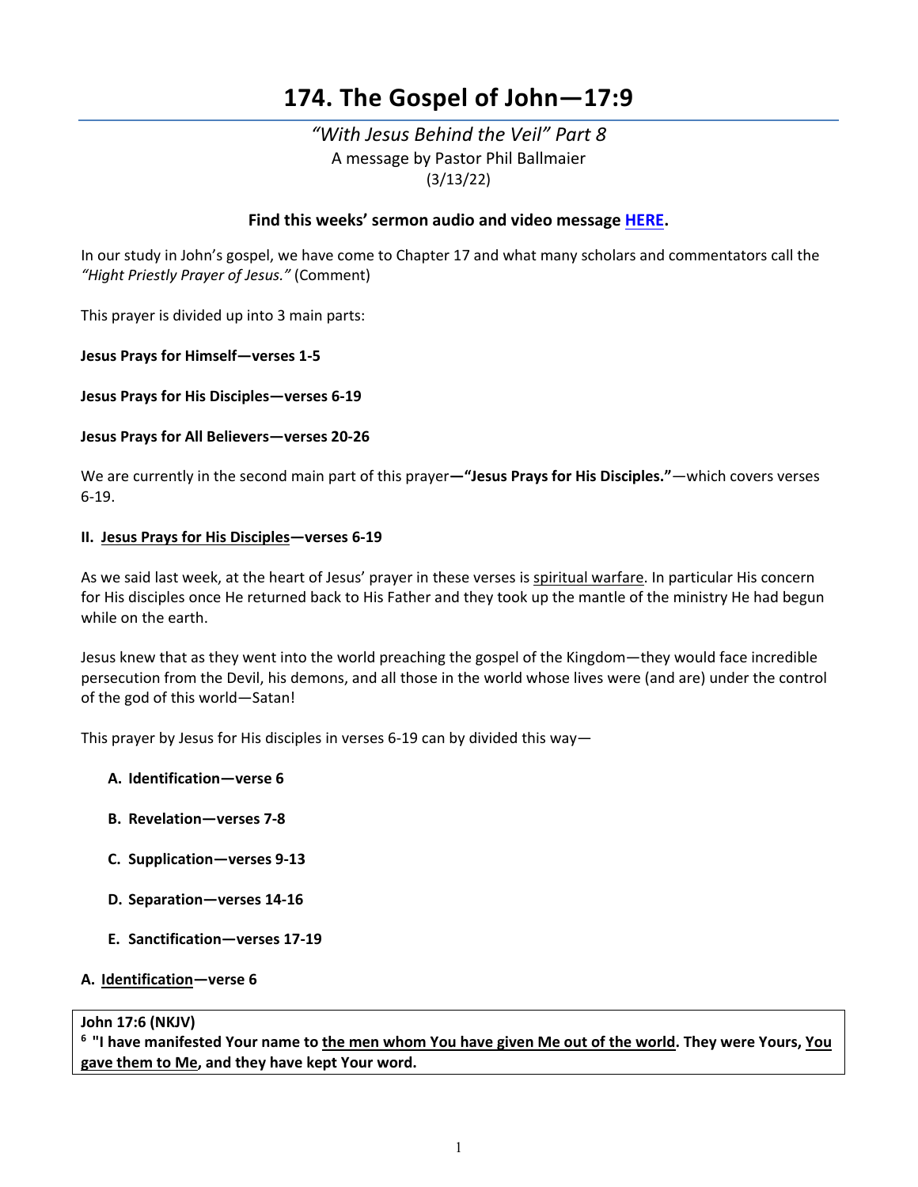# 174. The Gospel of John—17:9

*"With Jesus Behind the Veil" Part 8*
A message by Pastor Phil Ballmaier
(3/13/22)

**Find this weeks' sermon audio and video message HERE.**

In our study in John's gospel, we have come to Chapter 17 and what many scholars and commentators call the *"Hight Priestly Prayer of Jesus."* (Comment)

This prayer is divided up into 3 main parts:

**Jesus Prays for Himself—verses 1-5**

**Jesus Prays for His Disciples—verses 6-19**

**Jesus Prays for All Believers—verses 20-26**

We are currently in the second main part of this prayer**—"Jesus Prays for His Disciples."**—which covers verses 6-19.

**II. Jesus Prays for His Disciples—verses 6-19**

As we said last week, at the heart of Jesus' prayer in these verses is spiritual warfare. In particular His concern for His disciples once He returned back to His Father and they took up the mantle of the ministry He had begun while on the earth.

Jesus knew that as they went into the world preaching the gospel of the Kingdom—they would face incredible persecution from the Devil, his demons, and all those in the world whose lives were (and are) under the control of the god of this world—Satan!

This prayer by Jesus for His disciples in verses 6-19 can by divided this way—

- **A. Identification—verse 6**
- **B. Revelation—verses 7-8**
- **C. Supplication—verses 9-13**
- **D. Separation—verses 14-16**
- **E. Sanctification—verses 17-19**

**A. Identification—verse 6**

> **John 17:6 (NKJV)**
> **[6] "I have manifested Your name to the men whom You have given Me out of the world. They were Yours, You gave them to Me, and they have kept Your word.**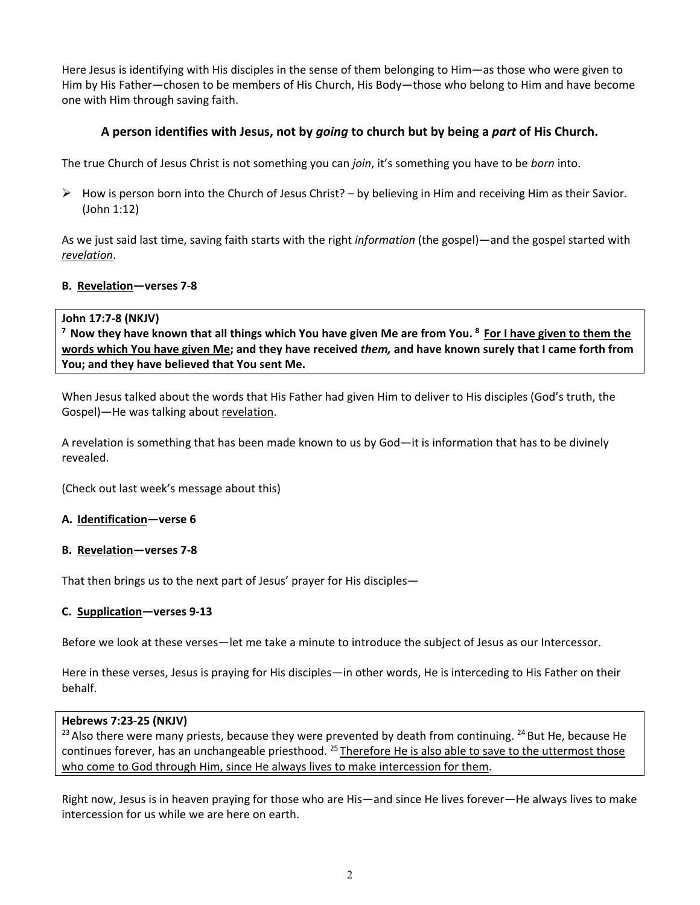Here Jesus is identifying with His disciples in the sense of them belonging to Him—as those who were given to Him by His Father—chosen to be members of His Church, His Body—those who belong to Him and have become one with Him through saving faith.

**A person identifies with Jesus, not by *going* to church but by being a *part* of His Church.**

The true Church of Jesus Christ is not something you can *join*, it's something you have to be *born* into.

- How is person born into the Church of Jesus Christ? – by believing in Him and receiving Him as their Savior. (John 1:12)

As we just said last time, saving faith starts with the right *information* (the gospel)—and the gospel started with *revelation*.

**B. Revelation—verses 7-8**

> **John 17:7-8 (NKJV)**
> **[7] Now they have known that all things which You have given Me are from You. [8] For I have given to them the words which You have given Me; and they have received *them,* and have known surely that I came forth from You; and they have believed that You sent Me.**

When Jesus talked about the words that His Father had given Him to deliver to His disciples (God's truth, the Gospel)—He was talking about revelation.

A revelation is something that has been made known to us by God—it is information that has to be divinely revealed.

(Check out last week's message about this)

**A. Identification—verse 6**

**B. Revelation—verses 7-8**

That then brings us to the next part of Jesus' prayer for His disciples—

**C. Supplication—verses 9-13**

Before we look at these verses—let me take a minute to introduce the subject of Jesus as our Intercessor.

Here in these verses, Jesus is praying for His disciples—in other words, He is interceding to His Father on their behalf.

> **Hebrews 7:23-25 (NKJV)**
> [23] Also there were many priests, because they were prevented by death from continuing. [24] But He, because He continues forever, has an unchangeable priesthood. [25] Therefore He is also able to save to the uttermost those who come to God through Him, since He always lives to make intercession for them.

Right now, Jesus is in heaven praying for those who are His—and since He lives forever—He always lives to make intercession for us while we are here on earth.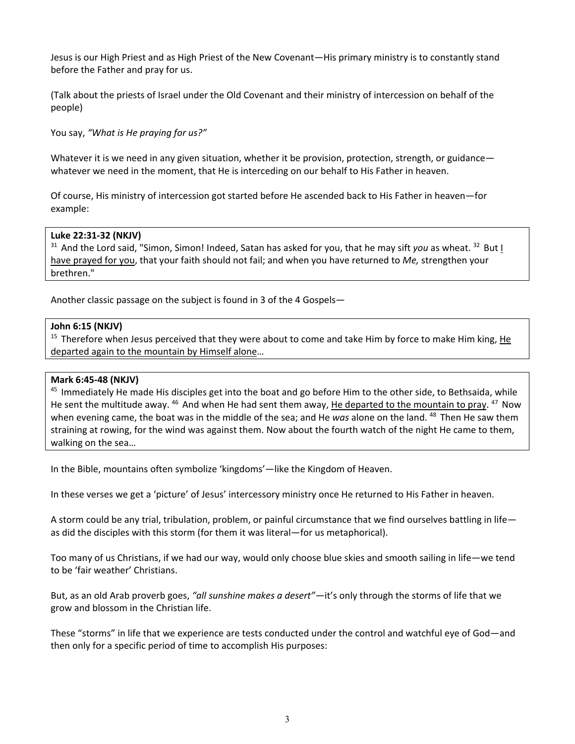Jesus is our High Priest and as High Priest of the New Covenant—His primary ministry is to constantly stand before the Father and pray for us.

(Talk about the priests of Israel under the Old Covenant and their ministry of intercession on behalf of the people)

You say, *"What is He praying for us?"*

Whatever it is we need in any given situation, whether it be provision, protection, strength, or guidance—whatever we need in the moment, that He is interceding on our behalf to His Father in heaven.

Of course, His ministry of intercession got started before He ascended back to His Father in heaven—for example:

> **Luke 22:31-32 (NKJV)**
> [31] And the Lord said, "Simon, Simon! Indeed, Satan has asked for you, that he may sift *you* as wheat. [32] But <u>I have prayed for you</u>, that your faith should not fail; and when you have returned to *Me,* strengthen your brethren."

Another classic passage on the subject is found in 3 of the 4 Gospels—

> **John 6:15 (NKJV)**
> [15] Therefore when Jesus perceived that they were about to come and take Him by force to make Him king, <u>He departed again to the mountain by Himself alone</u>…

> **Mark 6:45-48 (NKJV)**
> [45] Immediately He made His disciples get into the boat and go before Him to the other side, to Bethsaida, while He sent the multitude away. [46] And when He had sent them away, <u>He departed to the mountain to pray</u>. [47] Now when evening came, the boat was in the middle of the sea; and He *was* alone on the land. [48] Then He saw them straining at rowing, for the wind was against them. Now about the fourth watch of the night He came to them, walking on the sea…

In the Bible, mountains often symbolize 'kingdoms'—like the Kingdom of Heaven.

In these verses we get a 'picture' of Jesus' intercessory ministry once He returned to His Father in heaven.

A storm could be any trial, tribulation, problem, or painful circumstance that we find ourselves battling in life—as did the disciples with this storm (for them it was literal—for us metaphorical).

Too many of us Christians, if we had our way, would only choose blue skies and smooth sailing in life—we tend to be 'fair weather' Christians.

But, as an old Arab proverb goes, *"all sunshine makes a desert"*—it's only through the storms of life that we grow and blossom in the Christian life.

These "storms" in life that we experience are tests conducted under the control and watchful eye of God—and then only for a specific period of time to accomplish His purposes: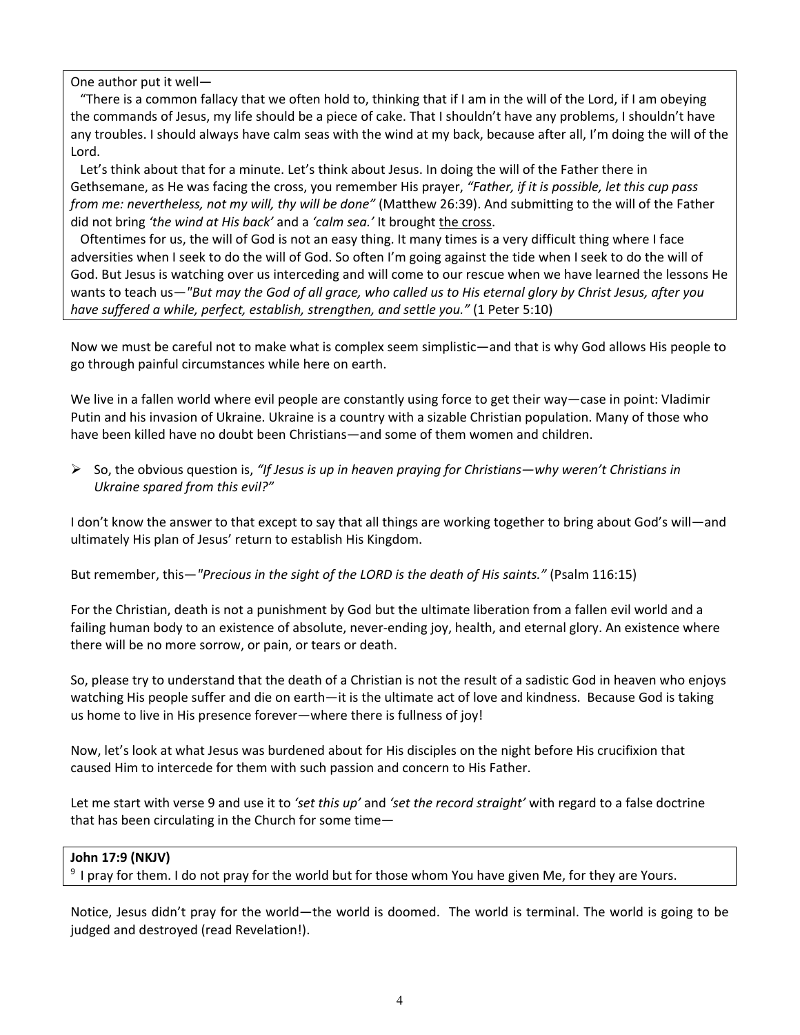One author put it well—

"There is a common fallacy that we often hold to, thinking that if I am in the will of the Lord, if I am obeying the commands of Jesus, my life should be a piece of cake. That I shouldn't have any problems, I shouldn't have any troubles. I should always have calm seas with the wind at my back, because after all, I'm doing the will of the Lord.

Let's think about that for a minute. Let's think about Jesus. In doing the will of the Father there in Gethsemane, as He was facing the cross, you remember His prayer, *"Father, if it is possible, let this cup pass from me: nevertheless, not my will, thy will be done"* (Matthew 26:39). And submitting to the will of the Father did not bring *'the wind at His back'* and a *'calm sea.'* It brought <u>the cross</u>.

Oftentimes for us, the will of God is not an easy thing. It many times is a very difficult thing where I face adversities when I seek to do the will of God. So often I'm going against the tide when I seek to do the will of God. But Jesus is watching over us interceding and will come to our rescue when we have learned the lessons He wants to teach us—*"But may the God of all grace, who called us to His eternal glory by Christ Jesus, after you have suffered a while, perfect, establish, strengthen, and settle you."* (1 Peter 5:10)

Now we must be careful not to make what is complex seem simplistic—and that is why God allows His people to go through painful circumstances while here on earth.

We live in a fallen world where evil people are constantly using force to get their way—case in point: Vladimir Putin and his invasion of Ukraine. Ukraine is a country with a sizable Christian population. Many of those who have been killed have no doubt been Christians—and some of them women and children.

- So, the obvious question is, *"If Jesus is up in heaven praying for Christians—why weren't Christians in Ukraine spared from this evil?"*

I don't know the answer to that except to say that all things are working together to bring about God's will—and ultimately His plan of Jesus' return to establish His Kingdom.

But remember, this—*"Precious in the sight of the LORD is the death of His saints."* (Psalm 116:15)

For the Christian, death is not a punishment by God but the ultimate liberation from a fallen evil world and a failing human body to an existence of absolute, never-ending joy, health, and eternal glory. An existence where there will be no more sorrow, or pain, or tears or death.

So, please try to understand that the death of a Christian is not the result of a sadistic God in heaven who enjoys watching His people suffer and die on earth—it is the ultimate act of love and kindness. Because God is taking us home to live in His presence forever—where there is fullness of joy!

Now, let's look at what Jesus was burdened about for His disciples on the night before His crucifixion that caused Him to intercede for them with such passion and concern to His Father.

Let me start with verse 9 and use it to *'set this up'* and *'set the record straight'* with regard to a false doctrine that has been circulating in the Church for some time—

**John 17:9 (NKJV)**

[9] I pray for them. I do not pray for the world but for those whom You have given Me, for they are Yours.

Notice, Jesus didn't pray for the world—the world is doomed. The world is terminal. The world is going to be judged and destroyed (read Revelation!).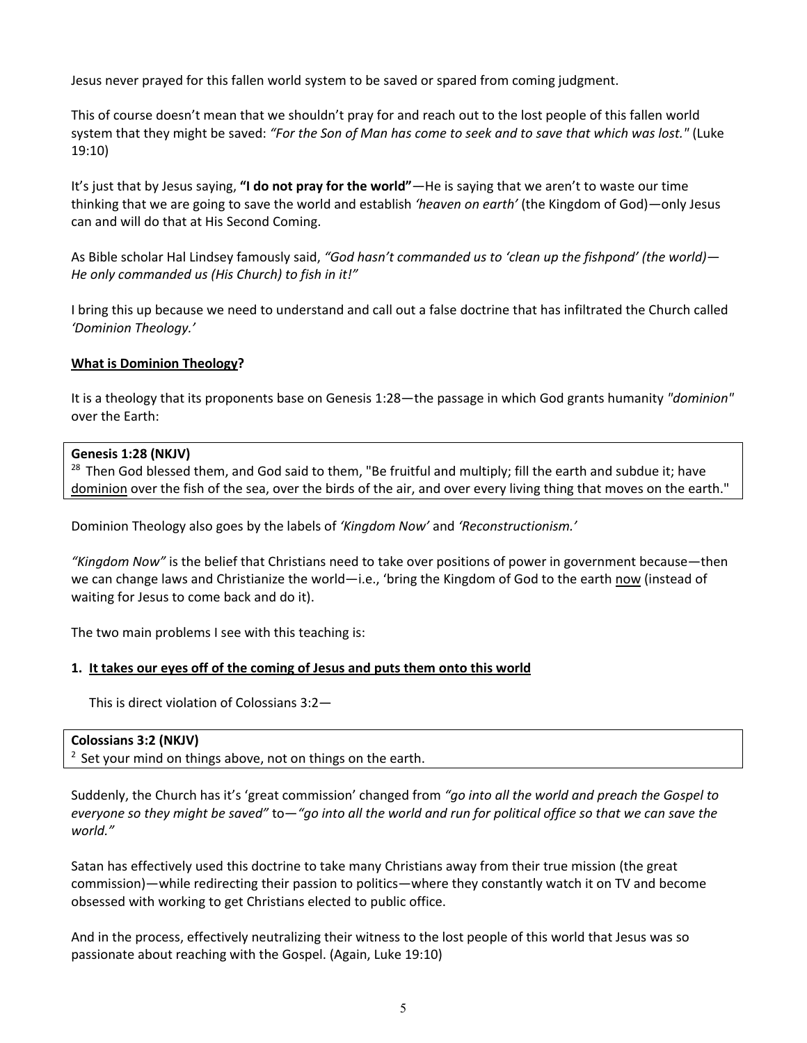Jesus never prayed for this fallen world system to be saved or spared from coming judgment.

This of course doesn't mean that we shouldn't pray for and reach out to the lost people of this fallen world system that they might be saved: *"For the Son of Man has come to seek and to save that which was lost."* (Luke 19:10)

It's just that by Jesus saying, **"I do not pray for the world"**—He is saying that we aren't to waste our time thinking that we are going to save the world and establish *'heaven on earth'* (the Kingdom of God)—only Jesus can and will do that at His Second Coming.

As Bible scholar Hal Lindsey famously said, *"God hasn't commanded us to 'clean up the fishpond' (the world)—He only commanded us (His Church) to fish in it!"*

I bring this up because we need to understand and call out a false doctrine that has infiltrated the Church called *'Dominion Theology.'*

**<u>What is Dominion Theology</u>?**

It is a theology that its proponents base on Genesis 1:28—the passage in which God grants humanity *"dominion"* over the Earth:

> **Genesis 1:28 (NKJV)**
> [28] Then God blessed them, and God said to them, "Be fruitful and multiply; fill the earth and subdue it; have <u>dominion</u> over the fish of the sea, over the birds of the air, and over every living thing that moves on the earth."

Dominion Theology also goes by the labels of *'Kingdom Now'* and *'Reconstructionism.'*

*"Kingdom Now"* is the belief that Christians need to take over positions of power in government because—then we can change laws and Christianize the world—i.e., 'bring the Kingdom of God to the earth <u>now</u> (instead of waiting for Jesus to come back and do it).

The two main problems I see with this teaching is:

**1. <u>It takes our eyes off of the coming of Jesus and puts them onto this world</u>**

This is direct violation of Colossians 3:2—

> **Colossians 3:2 (NKJV)**
> [2] Set your mind on things above, not on things on the earth.

Suddenly, the Church has it's 'great commission' changed from *"go into all the world and preach the Gospel to everyone so they might be saved"* to—*"go into all the world and run for political office so that we can save the world."*

Satan has effectively used this doctrine to take many Christians away from their true mission (the great commission)—while redirecting their passion to politics—where they constantly watch it on TV and become obsessed with working to get Christians elected to public office.

And in the process, effectively neutralizing their witness to the lost people of this world that Jesus was so passionate about reaching with the Gospel. (Again, Luke 19:10)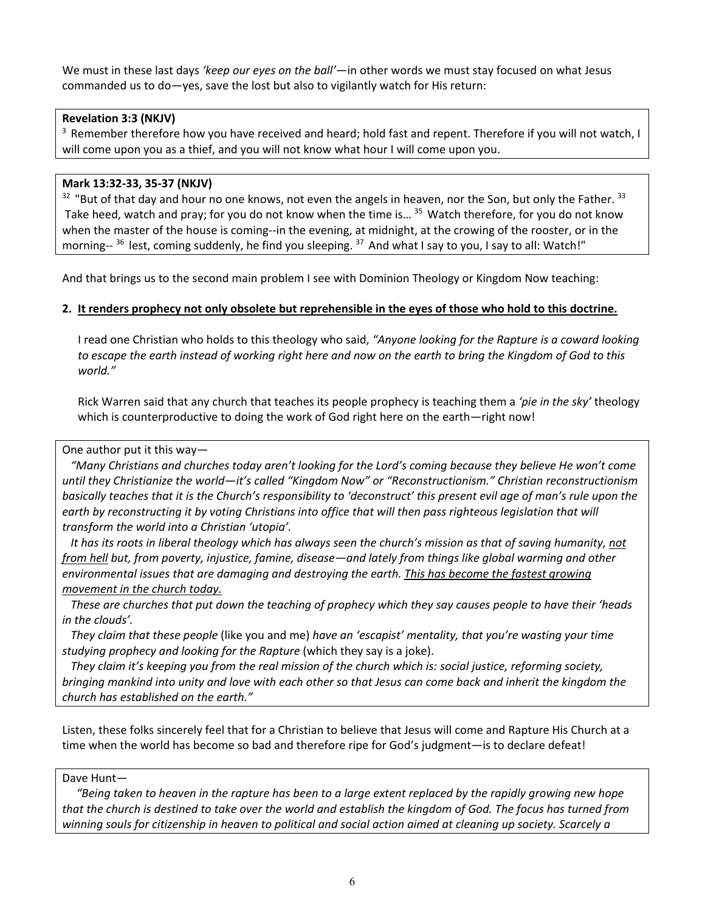We must in these last days *'keep our eyes on the ball'*—in other words we must stay focused on what Jesus commanded us to do—yes, save the lost but also to vigilantly watch for His return:

**Revelation 3:3 (NKJV)**
[3] Remember therefore how you have received and heard; hold fast and repent. Therefore if you will not watch, I will come upon you as a thief, and you will not know what hour I will come upon you.

**Mark 13:32-33, 35-37 (NKJV)**
[32] "But of that day and hour no one knows, not even the angels in heaven, nor the Son, but only the Father. [33] Take heed, watch and pray; for you do not know when the time is… [35] Watch therefore, for you do not know when the master of the house is coming--in the evening, at midnight, at the crowing of the rooster, or in the morning-- [36] lest, coming suddenly, he find you sleeping. [37] And what I say to you, I say to all: Watch!"

And that brings us to the second main problem I see with Dominion Theology or Kingdom Now teaching:

**2. <u>It renders prophecy not only obsolete but reprehensible in the eyes of those who hold to this doctrine.</u>**

I read one Christian who holds to this theology who said, *"Anyone looking for the Rapture is a coward looking to escape the earth instead of working right here and now on the earth to bring the Kingdom of God to this world."*

Rick Warren said that any church that teaches its people prophecy is teaching them a *'pie in the sky'* theology which is counterproductive to doing the work of God right here on the earth—right now!

One author put it this way—

*"Many Christians and churches today aren't looking for the Lord's coming because they believe He won't come until they Christianize the world—it's called "Kingdom Now" or "Reconstructionism." Christian reconstructionism basically teaches that it is the Church's responsibility to 'deconstruct' this present evil age of man's rule upon the earth by reconstructing it by voting Christians into office that will then pass righteous legislation that will transform the world into a Christian 'utopia'.*

*It has its roots in liberal theology which has always seen the church's mission as that of saving humanity, <u>not from hell</u> but, from poverty, injustice, famine, disease—and lately from things like global warming and other environmental issues that are damaging and destroying the earth. <u>This has become the fastest growing movement in the church today.</u>*

*These are churches that put down the teaching of prophecy which they say causes people to have their 'heads in the clouds'.*

*They claim that these people* (like you and me) *have an 'escapist' mentality, that you're wasting your time studying prophecy and looking for the Rapture* (which they say is a joke).

*They claim it's keeping you from the real mission of the church which is: social justice, reforming society, bringing mankind into unity and love with each other so that Jesus can come back and inherit the kingdom the church has established on the earth."*

Listen, these folks sincerely feel that for a Christian to believe that Jesus will come and Rapture His Church at a time when the world has become so bad and therefore ripe for God's judgment—is to declare defeat!

Dave Hunt—

*"Being taken to heaven in the rapture has been to a large extent replaced by the rapidly growing new hope that the church is destined to take over the world and establish the kingdom of God. The focus has turned from winning souls for citizenship in heaven to political and social action aimed at cleaning up society. Scarcely a*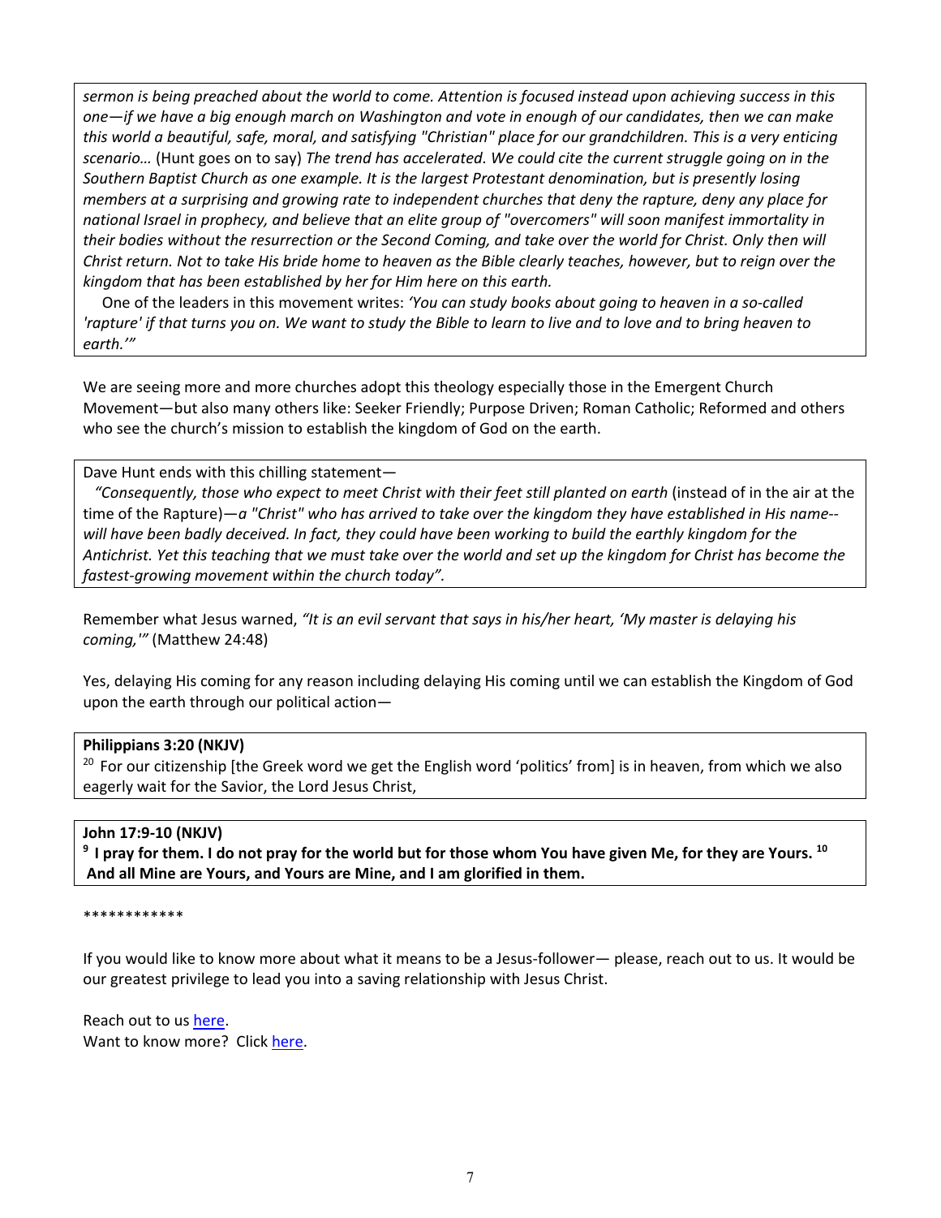*sermon is being preached about the world to come. Attention is focused instead upon achieving success in this one—if we have a big enough march on Washington and vote in enough of our candidates, then we can make this world a beautiful, safe, moral, and satisfying "Christian" place for our grandchildren. This is a very enticing scenario…* (Hunt goes on to say) *The trend has accelerated. We could cite the current struggle going on in the Southern Baptist Church as one example. It is the largest Protestant denomination, but is presently losing members at a surprising and growing rate to independent churches that deny the rapture, deny any place for national Israel in prophecy, and believe that an elite group of "overcomers" will soon manifest immortality in their bodies without the resurrection or the Second Coming, and take over the world for Christ. Only then will Christ return. Not to take His bride home to heaven as the Bible clearly teaches, however, but to reign over the kingdom that has been established by her for Him here on this earth.*

One of the leaders in this movement writes: *'You can study books about going to heaven in a so-called 'rapture' if that turns you on. We want to study the Bible to learn to live and to love and to bring heaven to earth.'"*

We are seeing more and more churches adopt this theology especially those in the Emergent Church Movement—but also many others like: Seeker Friendly; Purpose Driven; Roman Catholic; Reformed and others who see the church's mission to establish the kingdom of God on the earth.

Dave Hunt ends with this chilling statement—

*"Consequently, those who expect to meet Christ with their feet still planted on earth* (instead of in the air at the time of the Rapture)—*a "Christ" who has arrived to take over the kingdom they have established in His name--will have been badly deceived. In fact, they could have been working to build the earthly kingdom for the Antichrist. Yet this teaching that we must take over the world and set up the kingdom for Christ has become the fastest-growing movement within the church today".*

Remember what Jesus warned, *"It is an evil servant that says in his/her heart, 'My master is delaying his coming,'"* (Matthew 24:48)

Yes, delaying His coming for any reason including delaying His coming until we can establish the Kingdom of God upon the earth through our political action—

**Philippians 3:20 (NKJV)**
[20] For our citizenship [the Greek word we get the English word 'politics' from] is in heaven, from which we also eagerly wait for the Savior, the Lord Jesus Christ,

**John 17:9-10 (NKJV)**
**[9] I pray for them. I do not pray for the world but for those whom You have given Me, for they are Yours. [10] And all Mine are Yours, and Yours are Mine, and I am glorified in them.**

************

If you would like to know more about what it means to be a Jesus-follower— please, reach out to us. It would be our greatest privilege to lead you into a saving relationship with Jesus Christ.

Reach out to us here.
Want to know more? Click here.